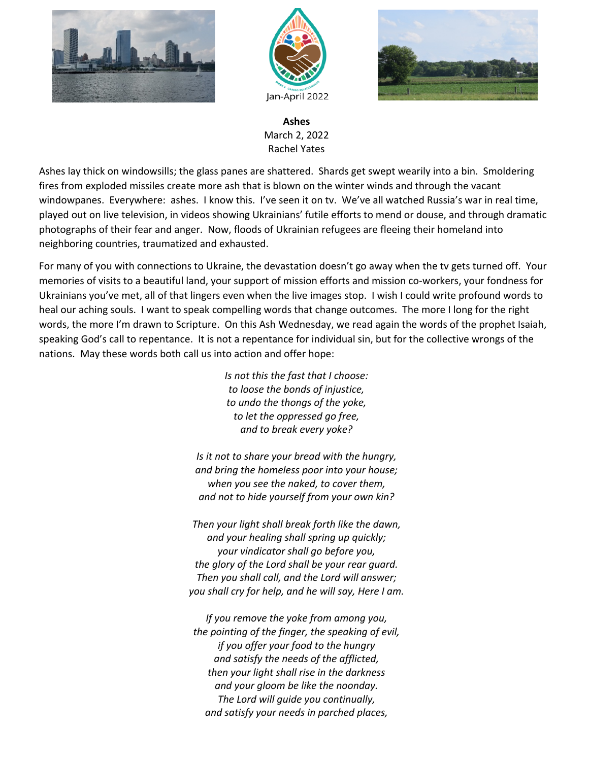Jan-April 2022

**Ashes**
March 2, 2022
Rachel Yates

Ashes lay thick on windowsills; the glass panes are shattered. Shards get swept wearily into a bin. Smoldering fires from exploded missiles create more ash that is blown on the winter winds and through the vacant windowpanes. Everywhere: ashes. I know this. I've seen it on tv. We've all watched Russia's war in real time, played out on live television, in videos showing Ukrainians' futile efforts to mend or douse, and through dramatic photographs of their fear and anger. Now, floods of Ukrainian refugees are fleeing their homeland into neighboring countries, traumatized and exhausted.

For many of you with connections to Ukraine, the devastation doesn't go away when the tv gets turned off. Your memories of visits to a beautiful land, your support of mission efforts and mission co-workers, your fondness for Ukrainians you've met, all of that lingers even when the live images stop. I wish I could write profound words to heal our aching souls. I want to speak compelling words that change outcomes. The more I long for the right words, the more I'm drawn to Scripture. On this Ash Wednesday, we read again the words of the prophet Isaiah, speaking God's call to repentance. It is not a repentance for individual sin, but for the collective wrongs of the nations. May these words both call us into action and offer hope:

*Is not this the fast that I choose:*
*to loose the bonds of injustice,*
*to undo the thongs of the yoke,*
*to let the oppressed go free,*
*and to break every yoke?*

*Is it not to share your bread with the hungry,*
*and bring the homeless poor into your house;*
*when you see the naked, to cover them,*
*and not to hide yourself from your own kin?*

*Then your light shall break forth like the dawn,*
*and your healing shall spring up quickly;*
*your vindicator shall go before you,*
*the glory of the Lord shall be your rear guard.*
*Then you shall call, and the Lord will answer;*
*you shall cry for help, and he will say, Here I am.*

*If you remove the yoke from among you,*
*the pointing of the finger, the speaking of evil,*
*if you offer your food to the hungry*
*and satisfy the needs of the afflicted,*
*then your light shall rise in the darkness*
*and your gloom be like the noonday.*
*The Lord will guide you continually,*
*and satisfy your needs in parched places,*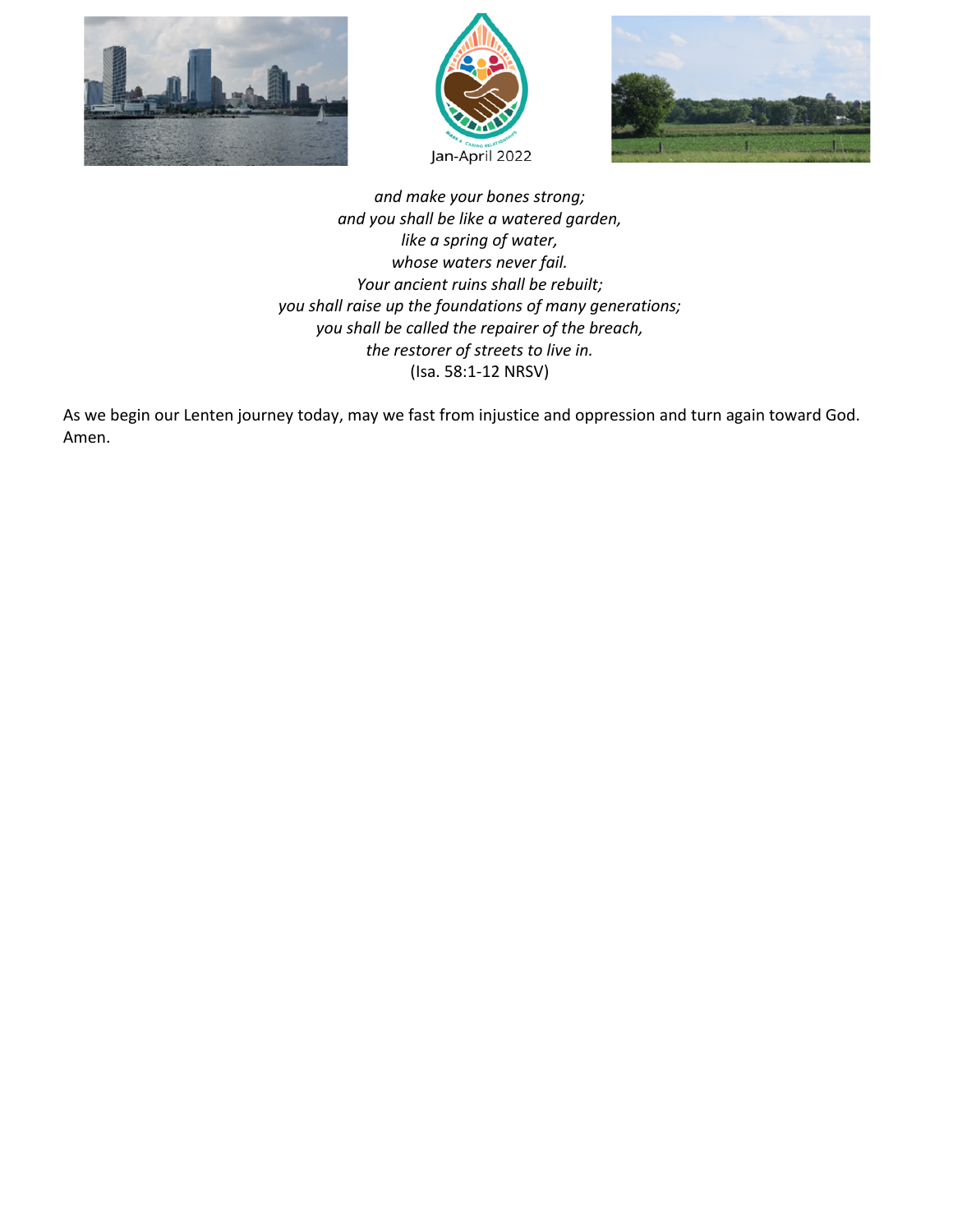*and make your bones strong;*
*and you shall be like a watered garden,*
*like a spring of water,*
*whose waters never fail.*
*Your ancient ruins shall be rebuilt;*
*you shall raise up the foundations of many generations;*
*you shall be called the repairer of the breach,*
*the restorer of streets to live in.*
(Isa. 58:1-12 NRSV)

As we begin our Lenten journey today, may we fast from injustice and oppression and turn again toward God. Amen.